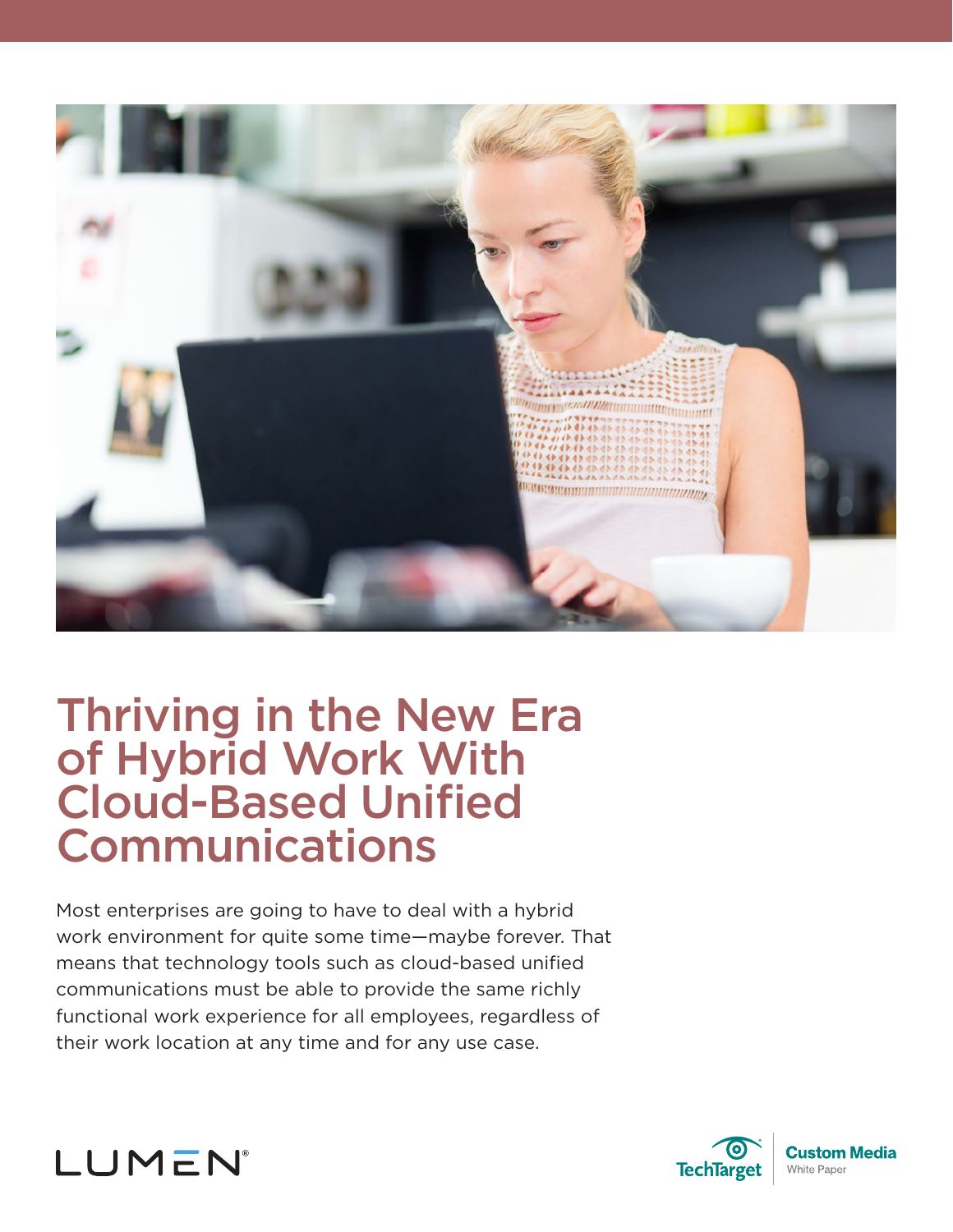# Thriving in the New Era of Hybrid Work With Cloud-Based Unified Communications

Most enterprises are going to have to deal with a hybrid work environment for quite some time—maybe forever. That means that technology tools such as cloud-based unified communications must be able to provide the same richly functional work experience for all employees, regardless of their work location at any time and for any use case.

LUMEN®

TechTarget | Custom Media White Paper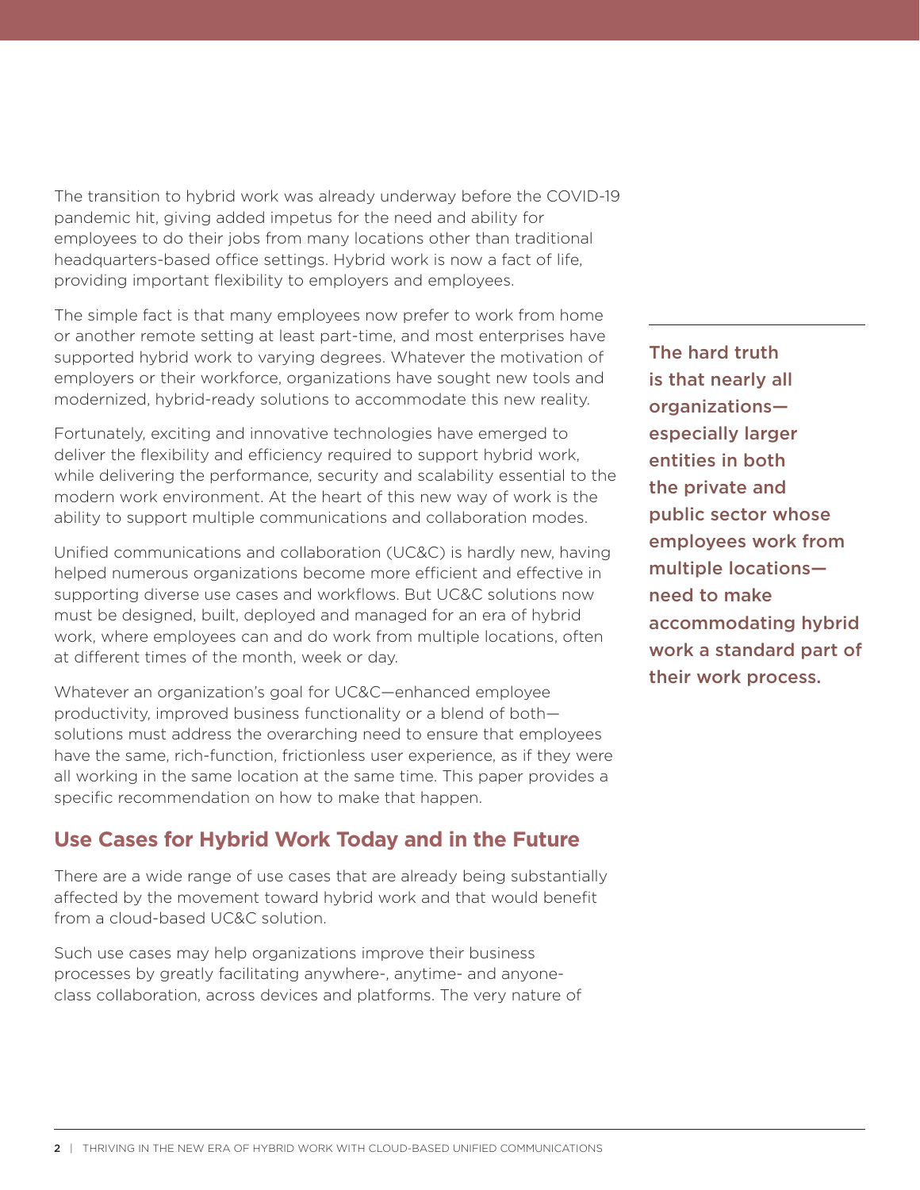The transition to hybrid work was already underway before the COVID-19 pandemic hit, giving added impetus for the need and ability for employees to do their jobs from many locations other than traditional headquarters-based office settings. Hybrid work is now a fact of life, providing important flexibility to employers and employees.

The simple fact is that many employees now prefer to work from home or another remote setting at least part-time, and most enterprises have supported hybrid work to varying degrees. Whatever the motivation of employers or their workforce, organizations have sought new tools and modernized, hybrid-ready solutions to accommodate this new reality.

> **The hard truth is that nearly all organizations—especially larger entities in both the private and public sector whose employees work from multiple locations—need to make accommodating hybrid work a standard part of their work process.**

Fortunately, exciting and innovative technologies have emerged to deliver the flexibility and efficiency required to support hybrid work, while delivering the performance, security and scalability essential to the modern work environment. At the heart of this new way of work is the ability to support multiple communications and collaboration modes.

Unified communications and collaboration (UC&C) is hardly new, having helped numerous organizations become more efficient and effective in supporting diverse use cases and workflows. But UC&C solutions now must be designed, built, deployed and managed for an era of hybrid work, where employees can and do work from multiple locations, often at different times of the month, week or day.

Whatever an organization's goal for UC&C—enhanced employee productivity, improved business functionality or a blend of both—solutions must address the overarching need to ensure that employees have the same, rich-function, frictionless user experience, as if they were all working in the same location at the same time. This paper provides a specific recommendation on how to make that happen.

## Use Cases for Hybrid Work Today and in the Future

There are a wide range of use cases that are already being substantially affected by the movement toward hybrid work and that would benefit from a cloud-based UC&C solution.

Such use cases may help organizations improve their business processes by greatly facilitating anywhere-, anytime- and anyone-class collaboration, across devices and platforms. The very nature of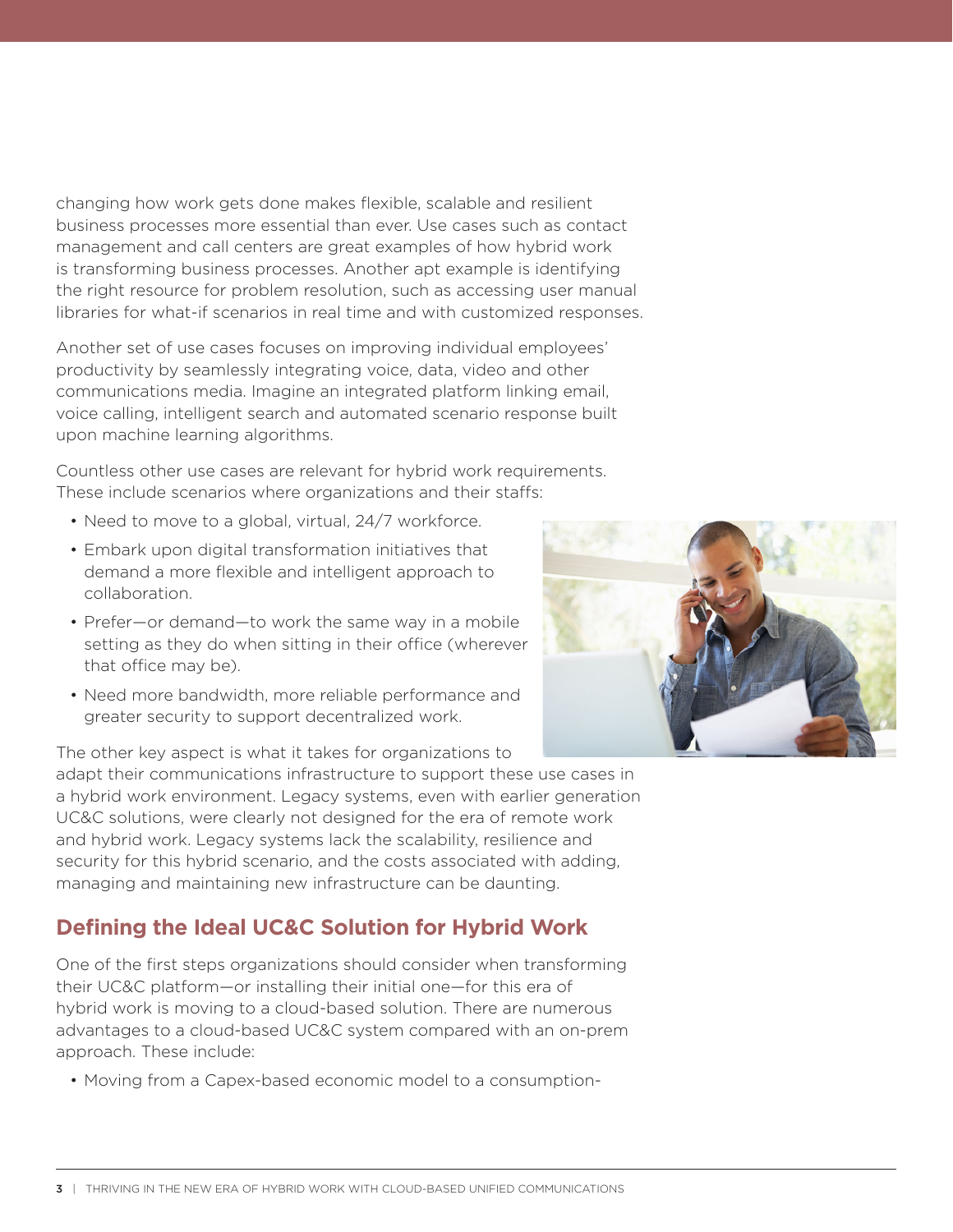changing how work gets done makes flexible, scalable and resilient business processes more essential than ever. Use cases such as contact management and call centers are great examples of how hybrid work is transforming business processes. Another apt example is identifying the right resource for problem resolution, such as accessing user manual libraries for what-if scenarios in real time and with customized responses.

Another set of use cases focuses on improving individual employees' productivity by seamlessly integrating voice, data, video and other communications media. Imagine an integrated platform linking email, voice calling, intelligent search and automated scenario response built upon machine learning algorithms.

Countless other use cases are relevant for hybrid work requirements. These include scenarios where organizations and their staffs:

- Need to move to a global, virtual, 24/7 workforce.
- Embark upon digital transformation initiatives that demand a more flexible and intelligent approach to collaboration.
- Prefer—or demand—to work the same way in a mobile setting as they do when sitting in their office (wherever that office may be).
- Need more bandwidth, more reliable performance and greater security to support decentralized work.

The other key aspect is what it takes for organizations to adapt their communications infrastructure to support these use cases in a hybrid work environment. Legacy systems, even with earlier generation UC&C solutions, were clearly not designed for the era of remote work and hybrid work. Legacy systems lack the scalability, resilience and security for this hybrid scenario, and the costs associated with adding, managing and maintaining new infrastructure can be daunting.

## Defining the Ideal UC&C Solution for Hybrid Work

One of the first steps organizations should consider when transforming their UC&C platform—or installing their initial one—for this era of hybrid work is moving to a cloud-based solution. There are numerous advantages to a cloud-based UC&C system compared with an on-prem approach. These include:

- Moving from a Capex-based economic model to a consumption-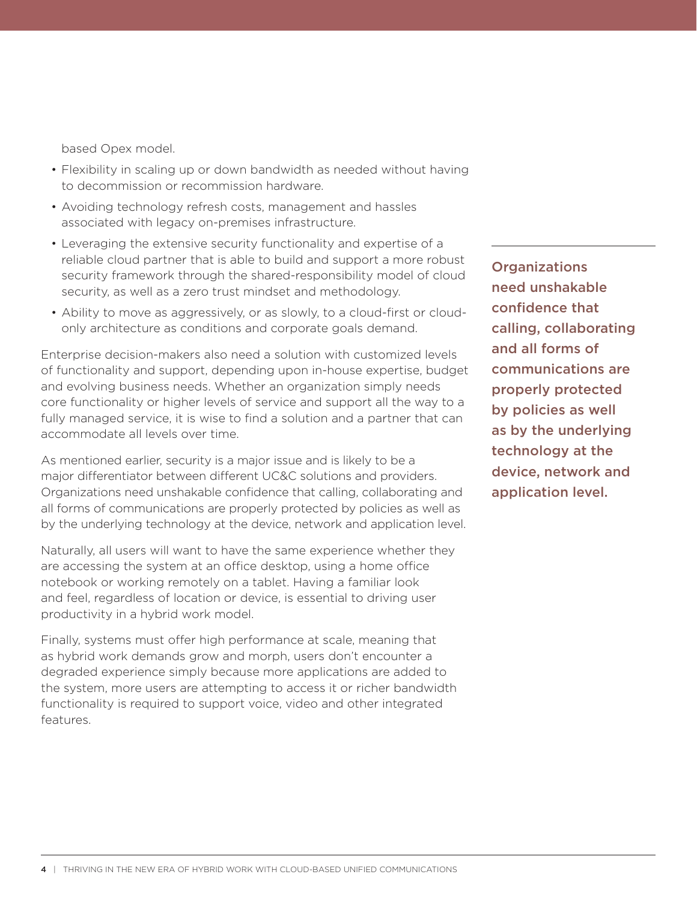based Opex model.

- Flexibility in scaling up or down bandwidth as needed without having to decommission or recommission hardware.
- Avoiding technology refresh costs, management and hassles associated with legacy on-premises infrastructure.
- Leveraging the extensive security functionality and expertise of a reliable cloud partner that is able to build and support a more robust security framework through the shared-responsibility model of cloud security, as well as a zero trust mindset and methodology.
- Ability to move as aggressively, or as slowly, to a cloud-first or cloud-only architecture as conditions and corporate goals demand.

Enterprise decision-makers also need a solution with customized levels of functionality and support, depending upon in-house expertise, budget and evolving business needs. Whether an organization simply needs core functionality or higher levels of service and support all the way to a fully managed service, it is wise to find a solution and a partner that can accommodate all levels over time.

As mentioned earlier, security is a major issue and is likely to be a major differentiator between different UC&C solutions and providers. Organizations need unshakable confidence that calling, collaborating and all forms of communications are properly protected by policies as well as by the underlying technology at the device, network and application level.

Naturally, all users will want to have the same experience whether they are accessing the system at an office desktop, using a home office notebook or working remotely on a tablet. Having a familiar look and feel, regardless of location or device, is essential to driving user productivity in a hybrid work model.

Finally, systems must offer high performance at scale, meaning that as hybrid work demands grow and morph, users don't encounter a degraded experience simply because more applications are added to the system, more users are attempting to access it or richer bandwidth functionality is required to support voice, video and other integrated features.

**Organizations need unshakable confidence that calling, collaborating and all forms of communications are properly protected by policies as well as by the underlying technology at the device, network and application level.**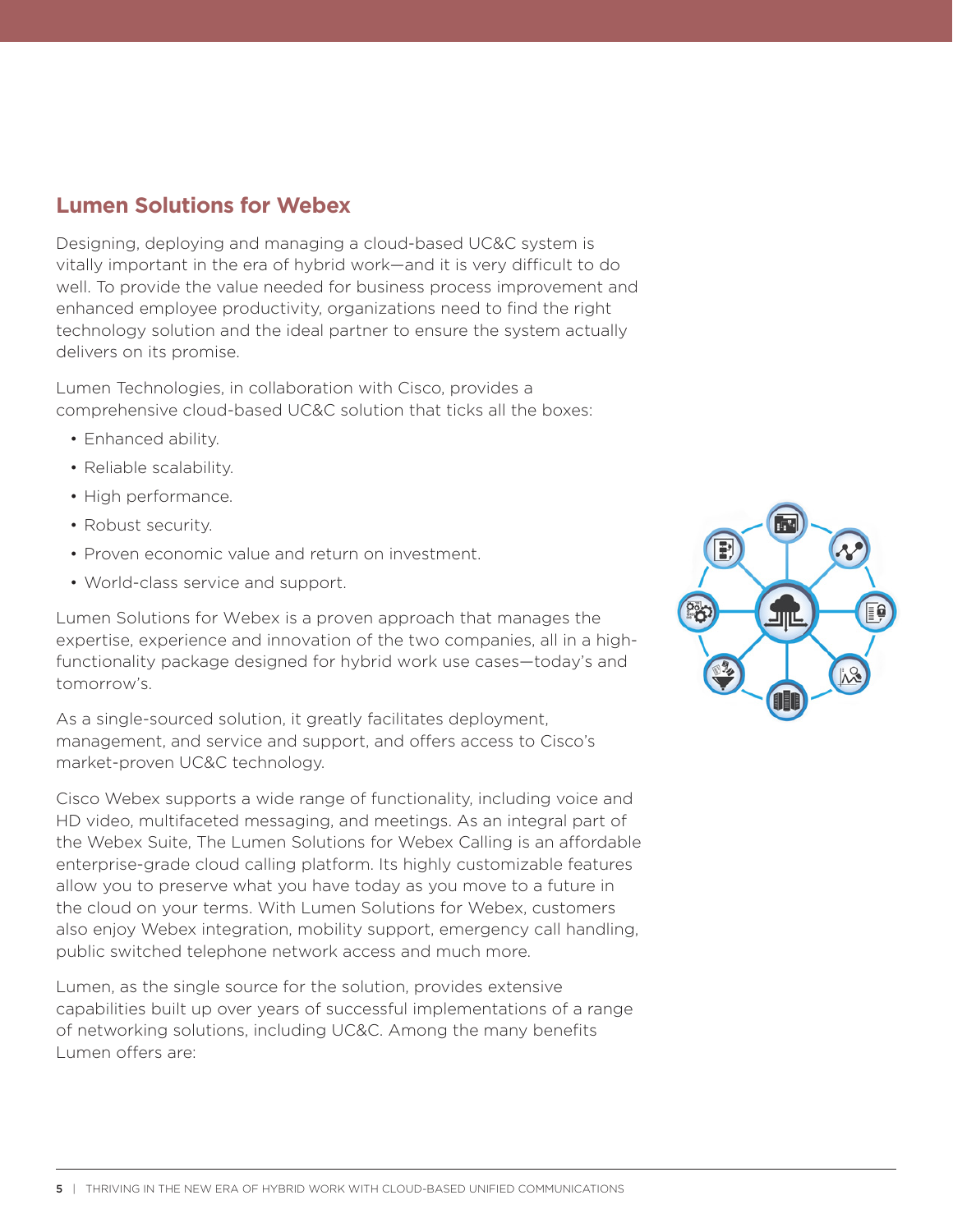## Lumen Solutions for Webex

Designing, deploying and managing a cloud-based UC&C system is vitally important in the era of hybrid work—and it is very difficult to do well. To provide the value needed for business process improvement and enhanced employee productivity, organizations need to find the right technology solution and the ideal partner to ensure the system actually delivers on its promise.

Lumen Technologies, in collaboration with Cisco, provides a comprehensive cloud-based UC&C solution that ticks all the boxes:

- Enhanced ability.
- Reliable scalability.
- High performance.
- Robust security.
- Proven economic value and return on investment.
- World-class service and support.

Lumen Solutions for Webex is a proven approach that manages the expertise, experience and innovation of the two companies, all in a high-functionality package designed for hybrid work use cases—today's and tomorrow's.

As a single-sourced solution, it greatly facilitates deployment, management, and service and support, and offers access to Cisco's market-proven UC&C technology.

Cisco Webex supports a wide range of functionality, including voice and HD video, multifaceted messaging, and meetings. As an integral part of the Webex Suite, The Lumen Solutions for Webex Calling is an affordable enterprise-grade cloud calling platform. Its highly customizable features allow you to preserve what you have today as you move to a future in the cloud on your terms. With Lumen Solutions for Webex, customers also enjoy Webex integration, mobility support, emergency call handling, public switched telephone network access and much more.

Lumen, as the single source for the solution, provides extensive capabilities built up over years of successful implementations of a range of networking solutions, including UC&C. Among the many benefits Lumen offers are: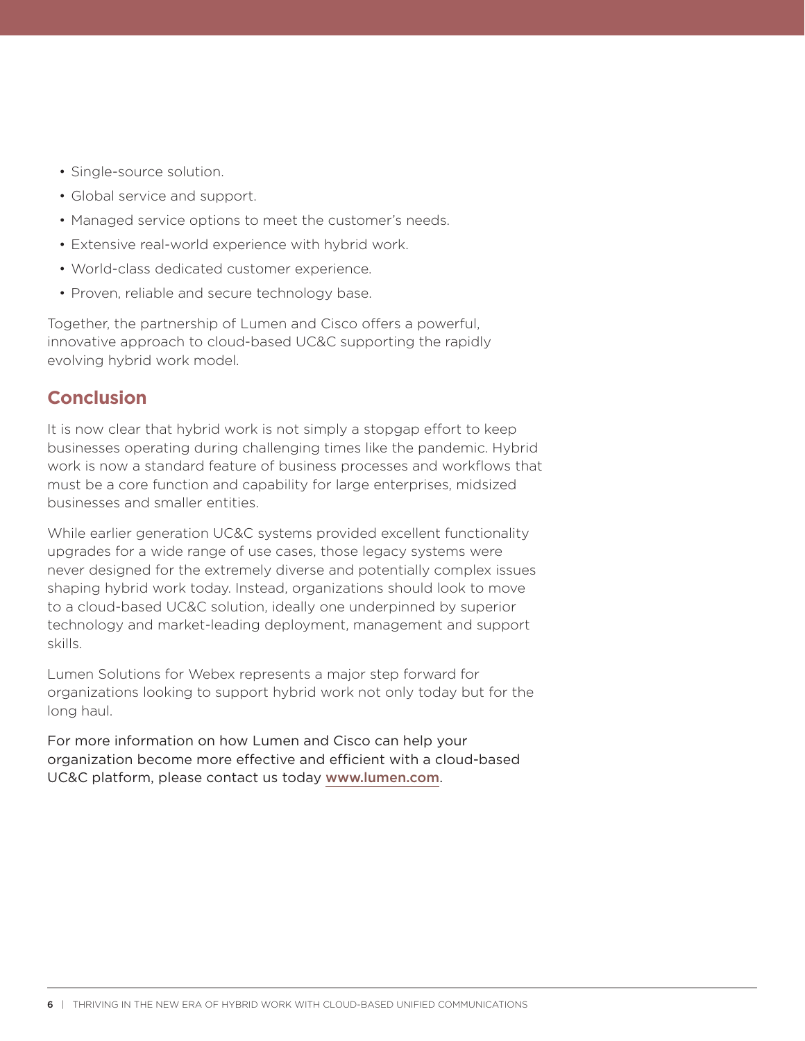- Single-source solution.
- Global service and support.
- Managed service options to meet the customer's needs.
- Extensive real-world experience with hybrid work.
- World-class dedicated customer experience.
- Proven, reliable and secure technology base.

Together, the partnership of Lumen and Cisco offers a powerful, innovative approach to cloud-based UC&C supporting the rapidly evolving hybrid work model.

## Conclusion

It is now clear that hybrid work is not simply a stopgap effort to keep businesses operating during challenging times like the pandemic. Hybrid work is now a standard feature of business processes and workflows that must be a core function and capability for large enterprises, midsized businesses and smaller entities.

While earlier generation UC&C systems provided excellent functionality upgrades for a wide range of use cases, those legacy systems were never designed for the extremely diverse and potentially complex issues shaping hybrid work today. Instead, organizations should look to move to a cloud-based UC&C solution, ideally one underpinned by superior technology and market-leading deployment, management and support skills.

Lumen Solutions for Webex represents a major step forward for organizations looking to support hybrid work not only today but for the long haul.

For more information on how Lumen and Cisco can help your organization become more effective and efficient with a cloud-based UC&C platform, please contact us today www.lumen.com.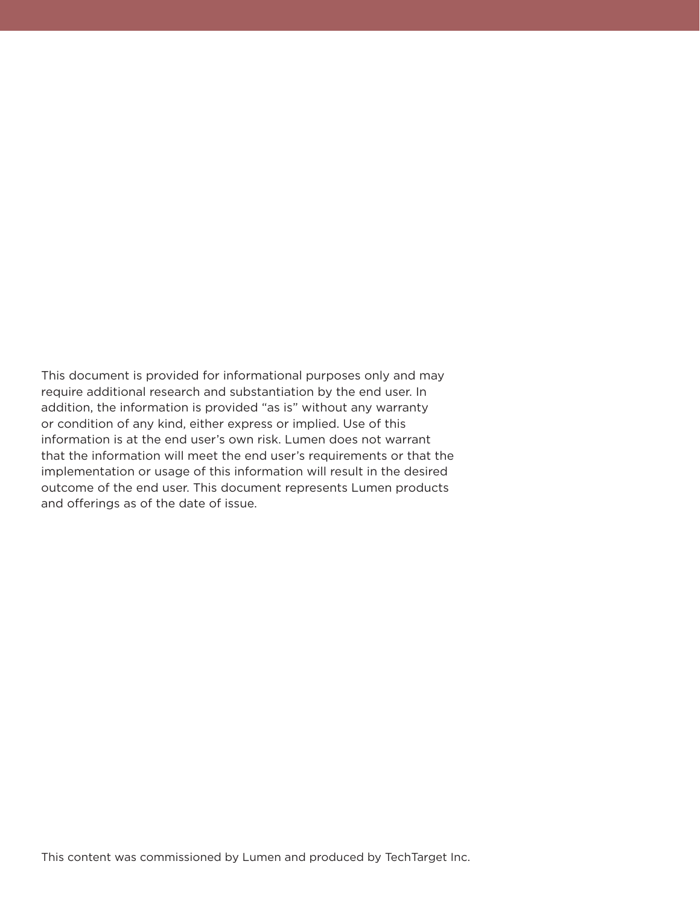This document is provided for informational purposes only and may require additional research and substantiation by the end user. In addition, the information is provided "as is" without any warranty or condition of any kind, either express or implied. Use of this information is at the end user's own risk. Lumen does not warrant that the information will meet the end user's requirements or that the implementation or usage of this information will result in the desired outcome of the end user. This document represents Lumen products and offerings as of the date of issue.

This content was commissioned by Lumen and produced by TechTarget Inc.